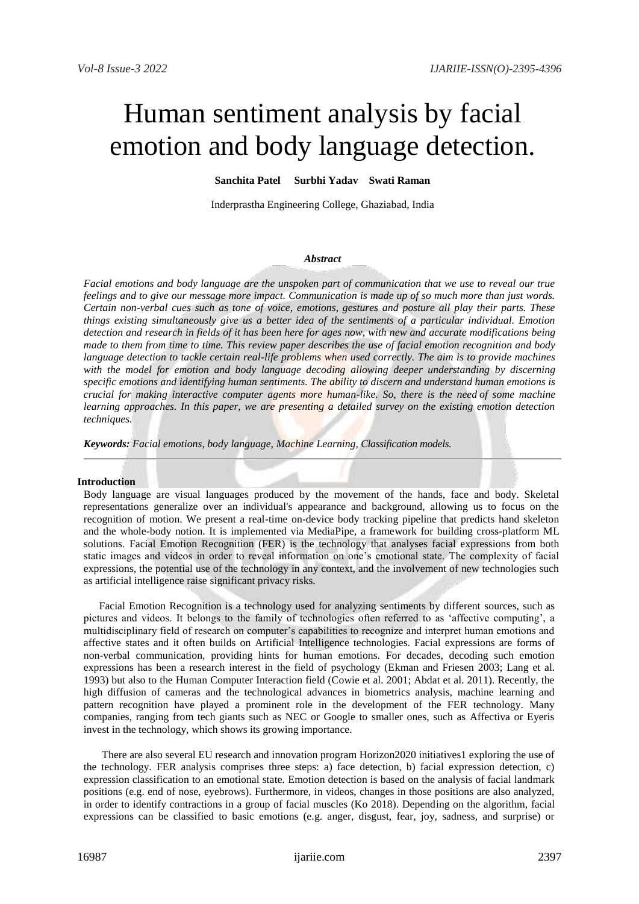# Human sentiment analysis by facial emotion and body language detection.

**Sanchita Patel    Surbhi Yadav    Swati Raman**

Inderprastha Engineering College, Ghaziabad, India

***Abstract***

*Facial emotions and body language are the unspoken part of communication that we use to reveal our true feelings and to give our message more impact. Communication is made up of so much more than just words. Certain non-verbal cues such as tone of voice, emotions, gestures and posture all play their parts. These things existing simultaneously give us a better idea of the sentiments of a particular individual. Emotion detection and research in fields of it has been here for ages now, with new and accurate modifications being made to them from time to time. This review paper describes the use of facial emotion recognition and body language detection to tackle certain real-life problems when used correctly. The aim is to provide machines with the model for emotion and body language decoding allowing deeper understanding by discerning specific emotions and identifying human sentiments. The ability to discern and understand human emotions is crucial for making interactive computer agents more human-like. So, there is the need of some machine learning approaches. In this paper, we are presenting a detailed survey on the existing emotion detection techniques.*

***Keywords:*** *Facial emotions, body language, Machine Learning, Classification models.*

---

## Introduction

Body language are visual languages produced by the movement of the hands, face and body. Skeletal representations generalize over an individual's appearance and background, allowing us to focus on the recognition of motion. We present a real-time on-device body tracking pipeline that predicts hand skeleton and the whole-body notion. It is implemented via MediaPipe, a framework for building cross-platform ML solutions. Facial Emotion Recognition (FER) is the technology that analyses facial expressions from both static images and videos in order to reveal information on one's emotional state. The complexity of facial expressions, the potential use of the technology in any context, and the involvement of new technologies such as artificial intelligence raise significant privacy risks.

Facial Emotion Recognition is a technology used for analyzing sentiments by different sources, such as pictures and videos. It belongs to the family of technologies often referred to as 'affective computing', a multidisciplinary field of research on computer's capabilities to recognize and interpret human emotions and affective states and it often builds on Artificial Intelligence technologies. Facial expressions are forms of non-verbal communication, providing hints for human emotions. For decades, decoding such emotion expressions has been a research interest in the field of psychology (Ekman and Friesen 2003; Lang et al. 1993) but also to the Human Computer Interaction field (Cowie et al. 2001; Abdat et al. 2011). Recently, the high diffusion of cameras and the technological advances in biometrics analysis, machine learning and pattern recognition have played a prominent role in the development of the FER technology. Many companies, ranging from tech giants such as NEC or Google to smaller ones, such as Affectiva or Eyeris invest in the technology, which shows its growing importance.

There are also several EU research and innovation program Horizon2020 initiatives1 exploring the use of the technology. FER analysis comprises three steps: a) face detection, b) facial expression detection, c) expression classification to an emotional state. Emotion detection is based on the analysis of facial landmark positions (e.g. end of nose, eyebrows). Furthermore, in videos, changes in those positions are also analyzed, in order to identify contractions in a group of facial muscles (Ko 2018). Depending on the algorithm, facial expressions can be classified to basic emotions (e.g. anger, disgust, fear, joy, sadness, and surprise) or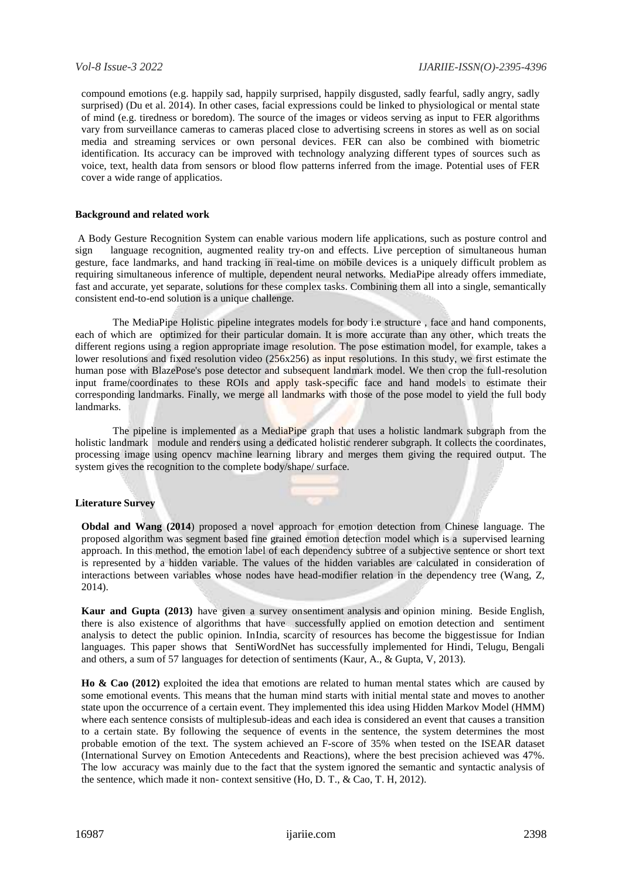compound emotions (e.g. happily sad, happily surprised, happily disgusted, sadly fearful, sadly angry, sadly surprised) (Du et al. 2014). In other cases, facial expressions could be linked to physiological or mental state of mind (e.g. tiredness or boredom). The source of the images or videos serving as input to FER algorithms vary from surveillance cameras to cameras placed close to advertising screens in stores as well as on social media and streaming services or own personal devices. FER can also be combined with biometric identification. Its accuracy can be improved with technology analyzing different types of sources such as voice, text, health data from sensors or blood flow patterns inferred from the image. Potential uses of FER cover a wide range of applicatios.

**Background and related work**

A Body Gesture Recognition System can enable various modern life applications, such as posture control and sign language recognition, augmented reality try-on and effects. Live perception of simultaneous human gesture, face landmarks, and hand tracking in real-time on mobile devices is a uniquely difficult problem as requiring simultaneous inference of multiple, dependent neural networks. MediaPipe already offers immediate, fast and accurate, yet separate, solutions for these complex tasks. Combining them all into a single, semantically consistent end-to-end solution is a unique challenge.

The MediaPipe Holistic pipeline integrates models for body i.e structure , face and hand components, each of which are optimized for their particular domain. It is more accurate than any other, which treats the different regions using a region appropriate image resolution. The pose estimation model, for example, takes a lower resolutions and fixed resolution video (256x256) as input resolutions. In this study, we first estimate the human pose with BlazePose's pose detector and subsequent landmark model. We then crop the full-resolution input frame/coordinates to these ROIs and apply task-specific face and hand models to estimate their corresponding landmarks. Finally, we merge all landmarks with those of the pose model to yield the full body landmarks.

The pipeline is implemented as a MediaPipe graph that uses a holistic landmark subgraph from the holistic landmark module and renders using a dedicated holistic renderer subgraph. It collects the coordinates, processing image using opencv machine learning library and merges them giving the required output. The system gives the recognition to the complete body/shape/ surface.

**Literature Survey**

**Obdal and Wang (2014**) proposed a novel approach for emotion detection from Chinese language. The proposed algorithm was segment based fine grained emotion detection model which is a supervised learning approach. In this method, the emotion label of each dependency subtree of a subjective sentence or short text is represented by a hidden variable. The values of the hidden variables are calculated in consideration of interactions between variables whose nodes have head-modifier relation in the dependency tree (Wang, Z, 2014).

**Kaur and Gupta (2013)** have given a survey onsentiment analysis and opinion mining. Beside English, there is also existence of algorithms that have successfully applied on emotion detection and sentiment analysis to detect the public opinion. InIndia, scarcity of resources has become the biggestissue for Indian languages. This paper shows that SentiWordNet has successfully implemented for Hindi, Telugu, Bengali and others, a sum of 57 languages for detection of sentiments (Kaur, A., & Gupta, V, 2013).

**Ho & Cao (2012)** exploited the idea that emotions are related to human mental states which are caused by some emotional events. This means that the human mind starts with initial mental state and moves to another state upon the occurrence of a certain event. They implemented this idea using Hidden Markov Model (HMM) where each sentence consists of multiplesub-ideas and each idea is considered an event that causes a transition to a certain state. By following the sequence of events in the sentence, the system determines the most probable emotion of the text. The system achieved an F-score of 35% when tested on the ISEAR dataset (International Survey on Emotion Antecedents and Reactions), where the best precision achieved was 47%. The low accuracy was mainly due to the fact that the system ignored the semantic and syntactic analysis of the sentence, which made it non- context sensitive (Ho, D. T., & Cao, T. H, 2012).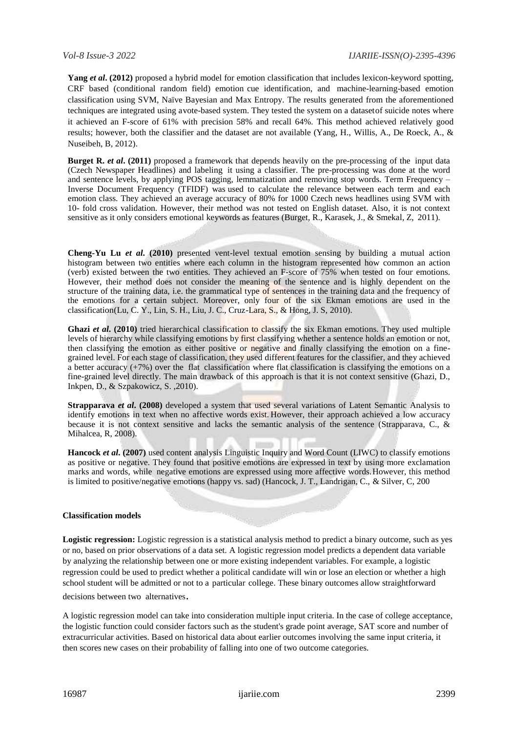**Yang *et al*. (2012)** proposed a hybrid model for emotion classification that includes lexicon-keyword spotting, CRF based (conditional random field) emotion cue identification, and machine-learning-based emotion classification using SVM, Naïve Bayesian and Max Entropy. The results generated from the aforementioned techniques are integrated using avote-based system. They tested the system on a datasetof suicide notes where it achieved an F-score of 61% with precision 58% and recall 64%. This method achieved relatively good results; however, both the classifier and the dataset are not available (Yang, H., Willis, A., De Roeck, A., & Nuseibeh, B, 2012).

**Burget R. *et al*. (2011)** proposed a framework that depends heavily on the pre-processing of the input data (Czech Newspaper Headlines) and labeling it using a classifier. The pre-processing was done at the word and sentence levels, by applying POS tagging, lemmatization and removing stop words. Term Frequency – Inverse Document Frequency (TFIDF) was used to calculate the relevance between each term and each emotion class. They achieved an average accuracy of 80% for 1000 Czech news headlines using SVM with 10- fold cross validation. However, their method was not tested on English dataset. Also, it is not context sensitive as it only considers emotional keywords as features (Burget, R., Karasek, J., & Smekal, Z, 2011).

**Cheng-Yu Lu *et al*. (2010)** presented vent-level textual emotion sensing by building a mutual action histogram between two entities where each column in the histogram represented how common an action (verb) existed between the two entities. They achieved an F-score of 75% when tested on four emotions. However, their method does not consider the meaning of the sentence and is highly dependent on the structure of the training data, i.e. the grammatical type of sentences in the training data and the frequency of the emotions for a certain subject. Moreover, only four of the six Ekman emotions are used in the classification(Lu, C. Y., Lin, S. H., Liu, J. C., Cruz-Lara, S., & Hong, J. S, 2010).

**Ghazi *et al*. (2010)** tried hierarchical classification to classify the six Ekman emotions. They used multiple levels of hierarchy while classifying emotions by first classifying whether a sentence holds an emotion or not, then classifying the emotion as either positive or negative and finally classifying the emotion on a fine-grained level. For each stage of classification, they used different features for the classifier, and they achieved a better accuracy (+7%) over the flat classification where flat classification is classifying the emotions on a fine-grained level directly. The main drawback of this approach is that it is not context sensitive (Ghazi, D., Inkpen, D., & Szpakowicz, S. ,2010).

**Strapparava *et al*. (2008)** developed a system that used several variations of Latent Semantic Analysis to identify emotions in text when no affective words exist. However, their approach achieved a low accuracy because it is not context sensitive and lacks the semantic analysis of the sentence (Strapparava, C., & Mihalcea, R, 2008).

**Hancock *et al*. (2007)** used content analysis Linguistic Inquiry and Word Count (LIWC) to classify emotions as positive or negative. They found that positive emotions are expressed in text by using more exclamation marks and words, while negative emotions are expressed using more affective words. However, this method is limited to positive/negative emotions (happy vs. sad) (Hancock, J. T., Landrigan, C., & Silver, C, 200

**Classification models**

**Logistic regression:** Logistic regression is a statistical analysis method to predict a binary outcome, such as yes or no, based on prior observations of a data set. A logistic regression model predicts a dependent data variable by analyzing the relationship between one or more existing independent variables. For example, a logistic regression could be used to predict whether a political candidate will win or lose an election or whether a high school student will be admitted or not to a particular college. These binary outcomes allow straightforward decisions between two alternatives.

A logistic regression model can take into consideration multiple input criteria. In the case of college acceptance, the logistic function could consider factors such as the student's grade point average, SAT score and number of extracurricular activities. Based on historical data about earlier outcomes involving the same input criteria, it then scores new cases on their probability of falling into one of two outcome categories.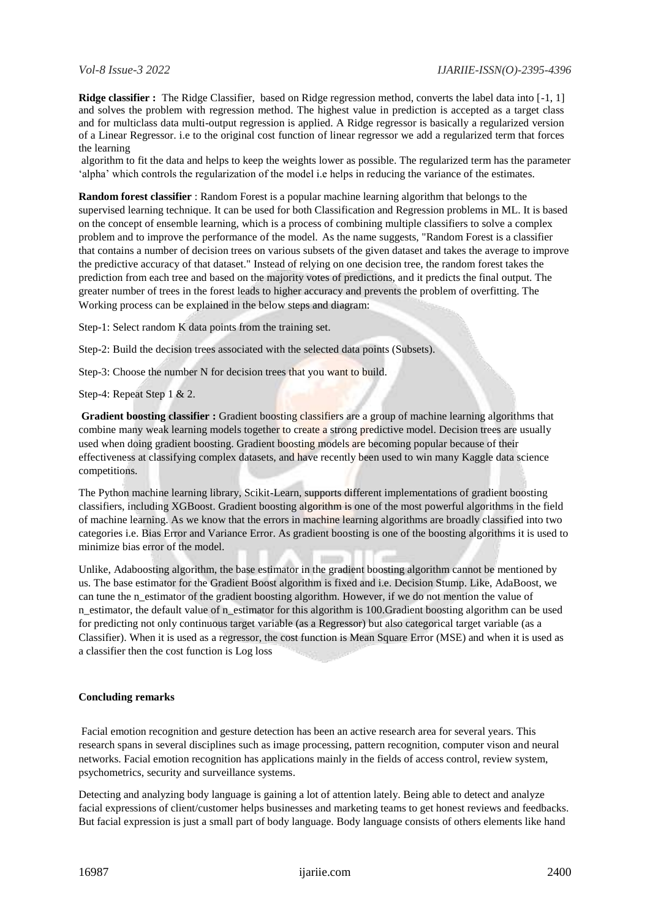**Ridge classifier :** The Ridge Classifier, based on Ridge regression method, converts the label data into [-1, 1] and solves the problem with regression method. The highest value in prediction is accepted as a target class and for multiclass data multi-output regression is applied. A Ridge regressor is basically a regularized version of a Linear Regressor. i.e to the original cost function of linear regressor we add a regularized term that forces the learning

algorithm to fit the data and helps to keep the weights lower as possible. The regularized term has the parameter 'alpha' which controls the regularization of the model i.e helps in reducing the variance of the estimates.

**Random forest classifier** : Random Forest is a popular machine learning algorithm that belongs to the supervised learning technique. It can be used for both Classification and Regression problems in ML. It is based on the concept of ensemble learning, which is a process of combining multiple classifiers to solve a complex problem and to improve the performance of the model. As the name suggests, "Random Forest is a classifier that contains a number of decision trees on various subsets of the given dataset and takes the average to improve the predictive accuracy of that dataset." Instead of relying on one decision tree, the random forest takes the prediction from each tree and based on the majority votes of predictions, and it predicts the final output. The greater number of trees in the forest leads to higher accuracy and prevents the problem of overfitting. The Working process can be explained in the below steps and diagram:

Step-1: Select random K data points from the training set.

Step-2: Build the decision trees associated with the selected data points (Subsets).

Step-3: Choose the number N for decision trees that you want to build.

Step-4: Repeat Step 1 & 2.

**Gradient boosting classifier :** Gradient boosting classifiers are a group of machine learning algorithms that combine many weak learning models together to create a strong predictive model. Decision trees are usually used when doing gradient boosting. Gradient boosting models are becoming popular because of their effectiveness at classifying complex datasets, and have recently been used to win many Kaggle data science competitions.

The Python machine learning library, Scikit-Learn, supports different implementations of gradient boosting classifiers, including XGBoost. Gradient boosting algorithm is one of the most powerful algorithms in the field of machine learning. As we know that the errors in machine learning algorithms are broadly classified into two categories i.e. Bias Error and Variance Error. As gradient boosting is one of the boosting algorithms it is used to minimize bias error of the model.

Unlike, Adaboosting algorithm, the base estimator in the gradient boosting algorithm cannot be mentioned by us. The base estimator for the Gradient Boost algorithm is fixed and i.e. Decision Stump. Like, AdaBoost, we can tune the n_estimator of the gradient boosting algorithm. However, if we do not mention the value of n_estimator, the default value of n_estimator for this algorithm is 100.Gradient boosting algorithm can be used for predicting not only continuous target variable (as a Regressor) but also categorical target variable (as a Classifier). When it is used as a regressor, the cost function is Mean Square Error (MSE) and when it is used as a classifier then the cost function is Log loss

**Concluding remarks**

Facial emotion recognition and gesture detection has been an active research area for several years. This research spans in several disciplines such as image processing, pattern recognition, computer vison and neural networks. Facial emotion recognition has applications mainly in the fields of access control, review system, psychometrics, security and surveillance systems.

Detecting and analyzing body language is gaining a lot of attention lately. Being able to detect and analyze facial expressions of client/customer helps businesses and marketing teams to get honest reviews and feedbacks. But facial expression is just a small part of body language. Body language consists of others elements like hand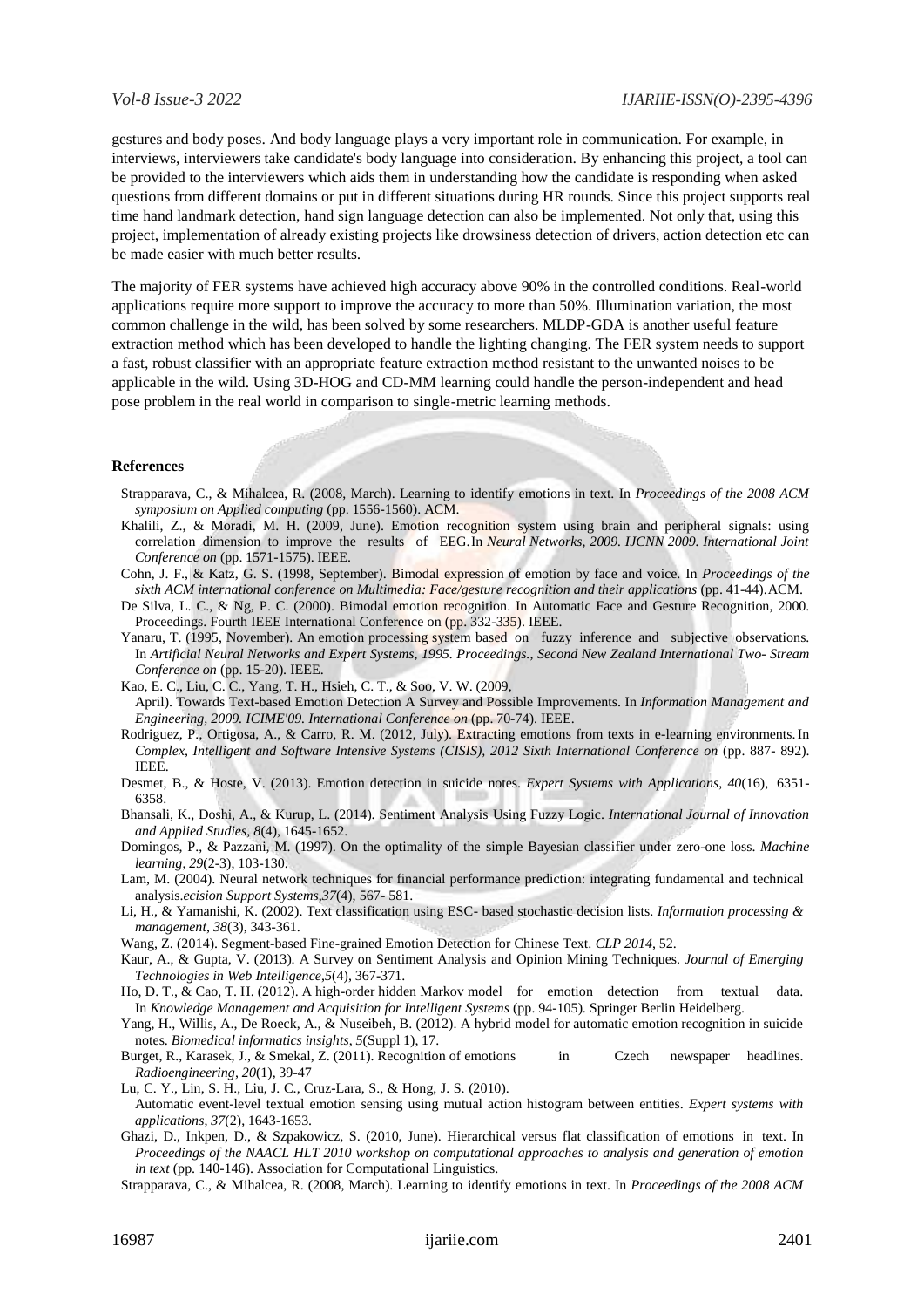gestures and body poses. And body language plays a very important role in communication. For example, in interviews, interviewers take candidate's body language into consideration. By enhancing this project, a tool can be provided to the interviewers which aids them in understanding how the candidate is responding when asked questions from different domains or put in different situations during HR rounds. Since this project supports real time hand landmark detection, hand sign language detection can also be implemented. Not only that, using this project, implementation of already existing projects like drowsiness detection of drivers, action detection etc can be made easier with much better results.

The majority of FER systems have achieved high accuracy above 90% in the controlled conditions. Real-world applications require more support to improve the accuracy to more than 50%. Illumination variation, the most common challenge in the wild, has been solved by some researchers. MLDP-GDA is another useful feature extraction method which has been developed to handle the lighting changing. The FER system needs to support a fast, robust classifier with an appropriate feature extraction method resistant to the unwanted noises to be applicable in the wild. Using 3D-HOG and CD-MM learning could handle the person-independent and head pose problem in the real world in comparison to single-metric learning methods.

### References

- Strapparava, C., & Mihalcea, R. (2008, March). Learning to identify emotions in text. In *Proceedings of the 2008 ACM symposium on Applied computing* (pp. 1556-1560). ACM.
- Khalili, Z., & Moradi, M. H. (2009, June). Emotion recognition system using brain and peripheral signals: using correlation dimension to improve the results of EEG. In *Neural Networks, 2009. IJCNN 2009. International Joint Conference on* (pp. 1571-1575). IEEE.
- Cohn, J. F., & Katz, G. S. (1998, September). Bimodal expression of emotion by face and voice. In *Proceedings of the sixth ACM international conference on Multimedia: Face/gesture recognition and their applications* (pp. 41-44). ACM.
- De Silva, L. C., & Ng, P. C. (2000). Bimodal emotion recognition. In Automatic Face and Gesture Recognition, 2000. Proceedings. Fourth IEEE International Conference on (pp. 332-335). IEEE.
- Yanaru, T. (1995, November). An emotion processing system based on fuzzy inference and subjective observations. In *Artificial Neural Networks and Expert Systems, 1995. Proceedings., Second New Zealand International Two- Stream Conference on* (pp. 15-20). IEEE.
- Kao, E. C., Liu, C. C., Yang, T. H., Hsieh, C. T., & Soo, V. W. (2009, April). Towards Text-based Emotion Detection A Survey and Possible Improvements. In *Information Management and Engineering, 2009. ICIME'09. International Conference on* (pp. 70-74). IEEE.
- Rodriguez, P., Ortigosa, A., & Carro, R. M. (2012, July). Extracting emotions from texts in e-learning environments. In *Complex, Intelligent and Software Intensive Systems (CISIS), 2012 Sixth International Conference on* (pp. 887- 892). IEEE.
- Desmet, B., & Hoste, V. (2013). Emotion detection in suicide notes. *Expert Systems with Applications*, *40*(16), 6351-6358.
- Bhansali, K., Doshi, A., & Kurup, L. (2014). Sentiment Analysis Using Fuzzy Logic. *International Journal of Innovation and Applied Studies*, *8*(4), 1645-1652.
- Domingos, P., & Pazzani, M. (1997). On the optimality of the simple Bayesian classifier under zero-one loss. *Machine learning*, *29*(2-3), 103-130.
- Lam, M. (2004). Neural network techniques for financial performance prediction: integrating fundamental and technical analysis.*ecision Support Systems*,*37*(4), 567- 581.
- Li, H., & Yamanishi, K. (2002). Text classification using ESC- based stochastic decision lists. *Information processing & management*, *38*(3), 343-361.
- Wang, Z. (2014). Segment-based Fine-grained Emotion Detection for Chinese Text. *CLP 2014*, 52.
- Kaur, A., & Gupta, V. (2013). A Survey on Sentiment Analysis and Opinion Mining Techniques. *Journal of Emerging Technologies in Web Intelligence*,*5*(4), 367-371.
- Ho, D. T., & Cao, T. H. (2012). A high-order hidden Markov model for emotion detection from textual data. In *Knowledge Management and Acquisition for Intelligent Systems* (pp. 94-105). Springer Berlin Heidelberg.
- Yang, H., Willis, A., De Roeck, A., & Nuseibeh, B. (2012). A hybrid model for automatic emotion recognition in suicide notes. *Biomedical informatics insights*, *5*(Suppl 1), 17.
- Burget, R., Karasek, J., & Smekal, Z. (2011). Recognition of emotions in Czech newspaper headlines. *Radioengineering*, *20*(1), 39-47
- Lu, C. Y., Lin, S. H., Liu, J. C., Cruz-Lara, S., & Hong, J. S. (2010). Automatic event-level textual emotion sensing using mutual action histogram between entities. *Expert systems with applications*, *37*(2), 1643-1653.
- Ghazi, D., Inkpen, D., & Szpakowicz, S. (2010, June). Hierarchical versus flat classification of emotions in text. In *Proceedings of the NAACL HLT 2010 workshop on computational approaches to analysis and generation of emotion in text* (pp. 140-146). Association for Computational Linguistics.
- Strapparava, C., & Mihalcea, R. (2008, March). Learning to identify emotions in text. In *Proceedings of the 2008 ACM*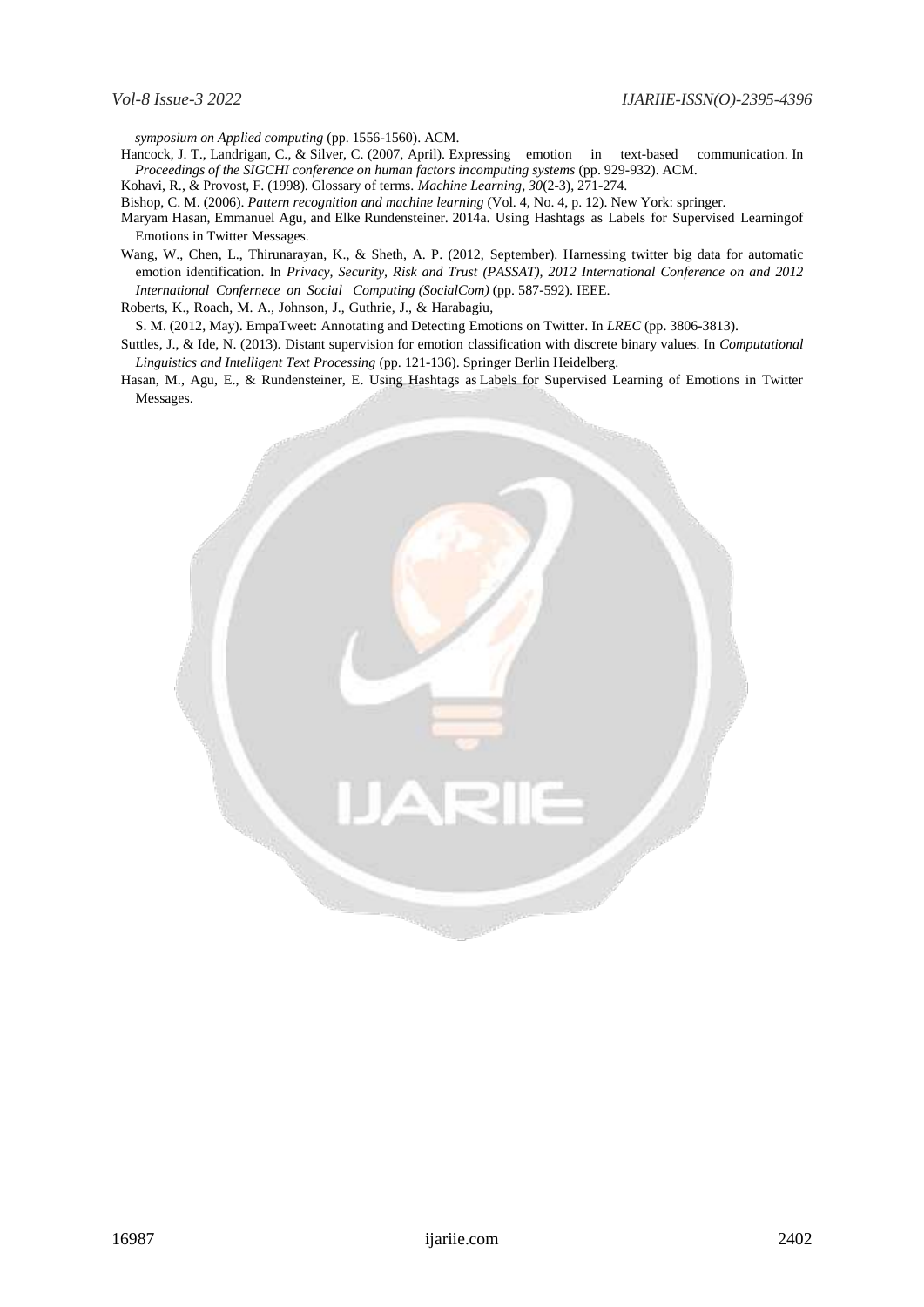*symposium on Applied computing* (pp. 1556-1560). ACM.

Hancock, J. T., Landrigan, C., & Silver, C. (2007, April). Expressing emotion in text-based communication. In *Proceedings of the SIGCHI conference on human factors incomputing systems* (pp. 929-932). ACM.

Kohavi, R., & Provost, F. (1998). Glossary of terms. *Machine Learning*, *30*(2-3), 271-274.

Bishop, C. M. (2006). *Pattern recognition and machine learning* (Vol. 4, No. 4, p. 12). New York: springer.

Maryam Hasan, Emmanuel Agu, and Elke Rundensteiner. 2014a. Using Hashtags as Labels for Supervised Learningof Emotions in Twitter Messages.

Wang, W., Chen, L., Thirunarayan, K., & Sheth, A. P. (2012, September). Harnessing twitter big data for automatic emotion identification. In *Privacy, Security, Risk and Trust (PASSAT), 2012 International Conference on and 2012 International Confernece on Social Computing (SocialCom)* (pp. 587-592). IEEE.

Roberts, K., Roach, M. A., Johnson, J., Guthrie, J., & Harabagiu,

S. M. (2012, May). EmpaTweet: Annotating and Detecting Emotions on Twitter. In *LREC* (pp. 3806-3813).

Suttles, J., & Ide, N. (2013). Distant supervision for emotion classification with discrete binary values. In *Computational Linguistics and Intelligent Text Processing* (pp. 121-136). Springer Berlin Heidelberg.

Hasan, M., Agu, E., & Rundensteiner, E. Using Hashtags as Labels for Supervised Learning of Emotions in Twitter Messages.